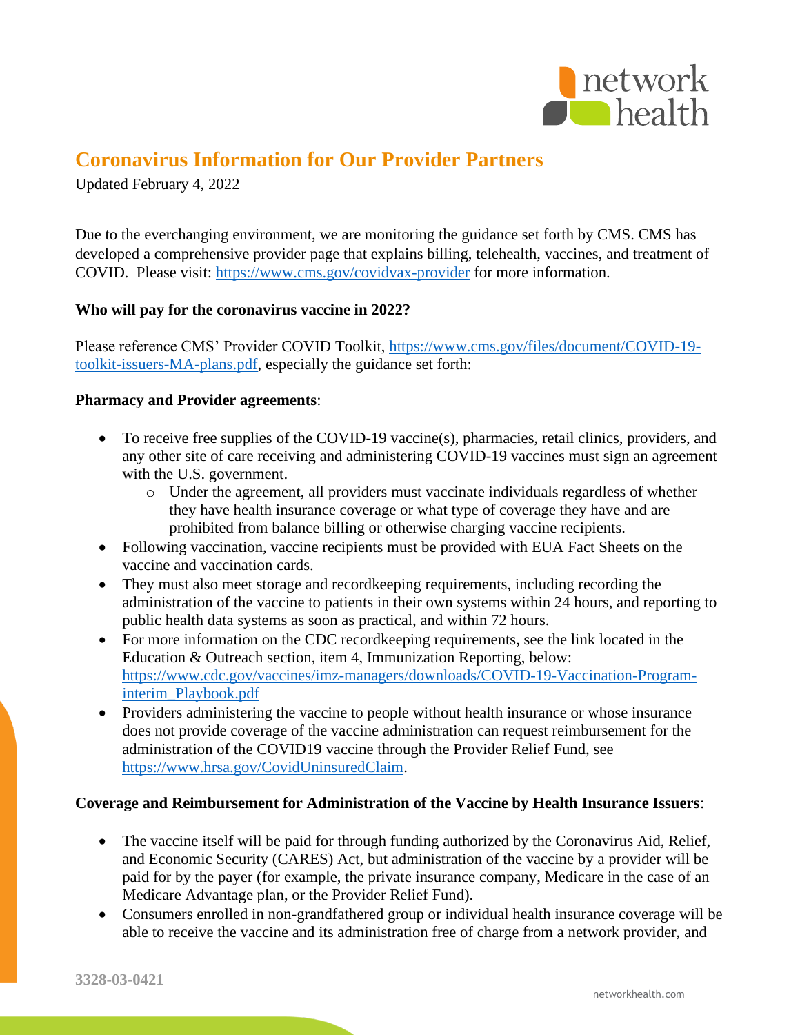# Coronavirus Information for Our Provider Partners

Updated February 4, 2022

Due to the everchanging environment, we are monitoring the guidance set forth by CMS. CMS has developed a comprehensive provider page that explains billing, telehealth, vaccines, and treatment of COVID. Please visit: https://www.cms.gov/covidvax-provider for more information.

**Who will pay for the coronavirus vaccine in 2022?**

Please reference CMS' Provider COVID Toolkit, https://www.cms.gov/files/document/COVID-19-toolkit-issuers-MA-plans.pdf, especially the guidance set forth:

**Pharmacy and Provider agreements**:

- To receive free supplies of the COVID-19 vaccine(s), pharmacies, retail clinics, providers, and any other site of care receiving and administering COVID-19 vaccines must sign an agreement with the U.S. government.
  - Under the agreement, all providers must vaccinate individuals regardless of whether they have health insurance coverage or what type of coverage they have and are prohibited from balance billing or otherwise charging vaccine recipients.
- Following vaccination, vaccine recipients must be provided with EUA Fact Sheets on the vaccine and vaccination cards.
- They must also meet storage and recordkeeping requirements, including recording the administration of the vaccine to patients in their own systems within 24 hours, and reporting to public health data systems as soon as practical, and within 72 hours.
- For more information on the CDC recordkeeping requirements, see the link located in the Education & Outreach section, item 4, Immunization Reporting, below: https://www.cdc.gov/vaccines/imz-managers/downloads/COVID-19-Vaccination-Program-interim_Playbook.pdf
- Providers administering the vaccine to people without health insurance or whose insurance does not provide coverage of the vaccine administration can request reimbursement for the administration of the COVID19 vaccine through the Provider Relief Fund, see https://www.hrsa.gov/CovidUninsuredClaim.

**Coverage and Reimbursement for Administration of the Vaccine by Health Insurance Issuers**:

- The vaccine itself will be paid for through funding authorized by the Coronavirus Aid, Relief, and Economic Security (CARES) Act, but administration of the vaccine by a provider will be paid for by the payer (for example, the private insurance company, Medicare in the case of an Medicare Advantage plan, or the Provider Relief Fund).
- Consumers enrolled in non-grandfathered group or individual health insurance coverage will be able to receive the vaccine and its administration free of charge from a network provider, and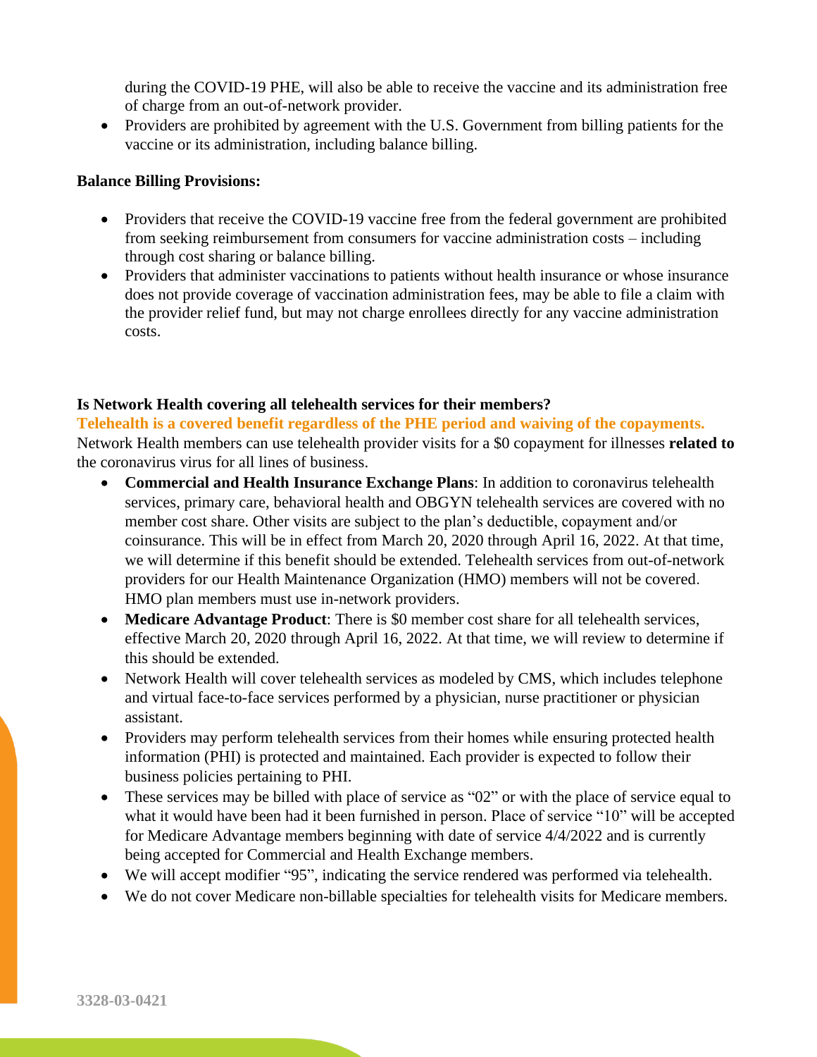during the COVID-19 PHE, will also be able to receive the vaccine and its administration free of charge from an out-of-network provider.
- Providers are prohibited by agreement with the U.S. Government from billing patients for the vaccine or its administration, including balance billing.

**Balance Billing Provisions:**

- Providers that receive the COVID-19 vaccine free from the federal government are prohibited from seeking reimbursement from consumers for vaccine administration costs – including through cost sharing or balance billing.
- Providers that administer vaccinations to patients without health insurance or whose insurance does not provide coverage of vaccination administration fees, may be able to file a claim with the provider relief fund, but may not charge enrollees directly for any vaccine administration costs.

**Is Network Health covering all telehealth services for their members?**

**Telehealth is a covered benefit regardless of the PHE period and waiving of the copayments.**

Network Health members can use telehealth provider visits for a $0 copayment for illnesses **related to** the coronavirus virus for all lines of business.

- **Commercial and Health Insurance Exchange Plans**: In addition to coronavirus telehealth services, primary care, behavioral health and OBGYN telehealth services are covered with no member cost share. Other visits are subject to the plan's deductible, copayment and/or coinsurance. This will be in effect from March 20, 2020 through April 16, 2022. At that time, we will determine if this benefit should be extended. Telehealth services from out-of-network providers for our Health Maintenance Organization (HMO) members will not be covered. HMO plan members must use in-network providers.
- **Medicare Advantage Product**: There is $0 member cost share for all telehealth services, effective March 20, 2020 through April 16, 2022. At that time, we will review to determine if this should be extended.
- Network Health will cover telehealth services as modeled by CMS, which includes telephone and virtual face-to-face services performed by a physician, nurse practitioner or physician assistant.
- Providers may perform telehealth services from their homes while ensuring protected health information (PHI) is protected and maintained. Each provider is expected to follow their business policies pertaining to PHI.
- These services may be billed with place of service as "02" or with the place of service equal to what it would have been had it been furnished in person. Place of service "10" will be accepted for Medicare Advantage members beginning with date of service 4/4/2022 and is currently being accepted for Commercial and Health Exchange members.
- We will accept modifier "95", indicating the service rendered was performed via telehealth.
- We do not cover Medicare non-billable specialties for telehealth visits for Medicare members.

3328-03-0421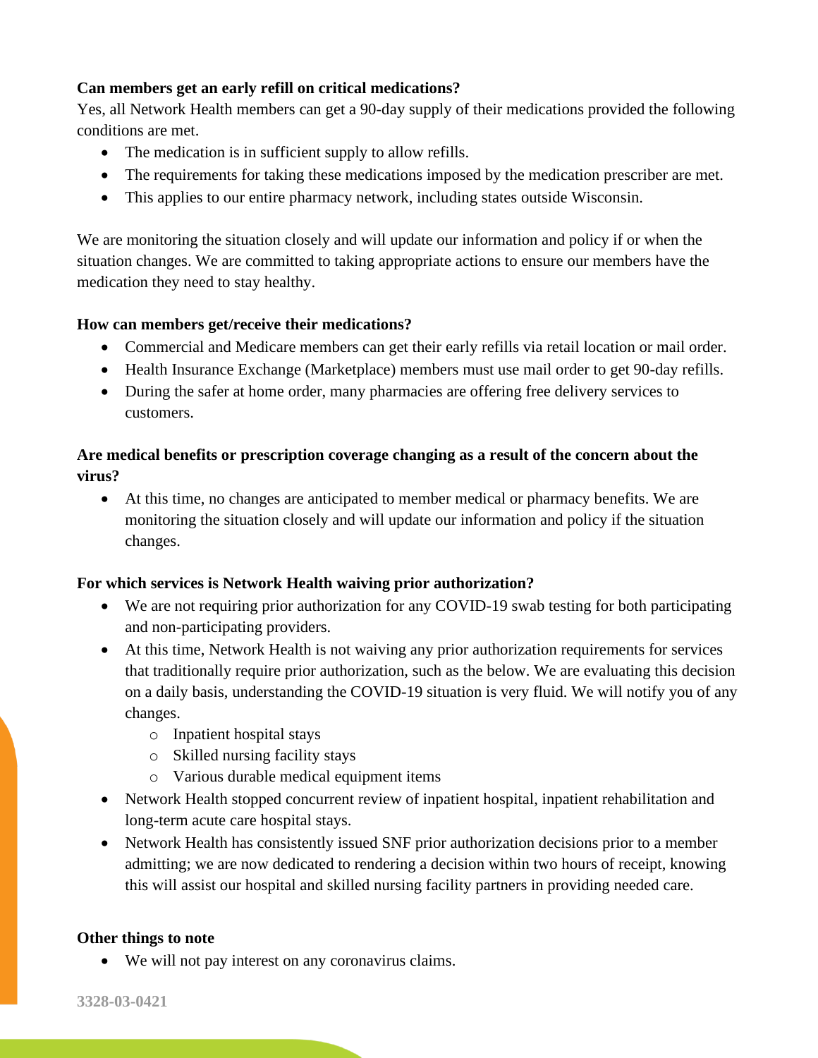**Can members get an early refill on critical medications?**

Yes, all Network Health members can get a 90-day supply of their medications provided the following conditions are met.

- The medication is in sufficient supply to allow refills.
- The requirements for taking these medications imposed by the medication prescriber are met.
- This applies to our entire pharmacy network, including states outside Wisconsin.

We are monitoring the situation closely and will update our information and policy if or when the situation changes. We are committed to taking appropriate actions to ensure our members have the medication they need to stay healthy.

**How can members get/receive their medications?**

- Commercial and Medicare members can get their early refills via retail location or mail order.
- Health Insurance Exchange (Marketplace) members must use mail order to get 90-day refills.
- During the safer at home order, many pharmacies are offering free delivery services to customers.

**Are medical benefits or prescription coverage changing as a result of the concern about the virus?**

- At this time, no changes are anticipated to member medical or pharmacy benefits. We are monitoring the situation closely and will update our information and policy if the situation changes.

**For which services is Network Health waiving prior authorization?**

- We are not requiring prior authorization for any COVID-19 swab testing for both participating and non-participating providers.
- At this time, Network Health is not waiving any prior authorization requirements for services that traditionally require prior authorization, such as the below. We are evaluating this decision on a daily basis, understanding the COVID-19 situation is very fluid. We will notify you of any changes.
  - Inpatient hospital stays
  - Skilled nursing facility stays
  - Various durable medical equipment items
- Network Health stopped concurrent review of inpatient hospital, inpatient rehabilitation and long-term acute care hospital stays.
- Network Health has consistently issued SNF prior authorization decisions prior to a member admitting; we are now dedicated to rendering a decision within two hours of receipt, knowing this will assist our hospital and skilled nursing facility partners in providing needed care.

**Other things to note**

- We will not pay interest on any coronavirus claims.

3328-03-0421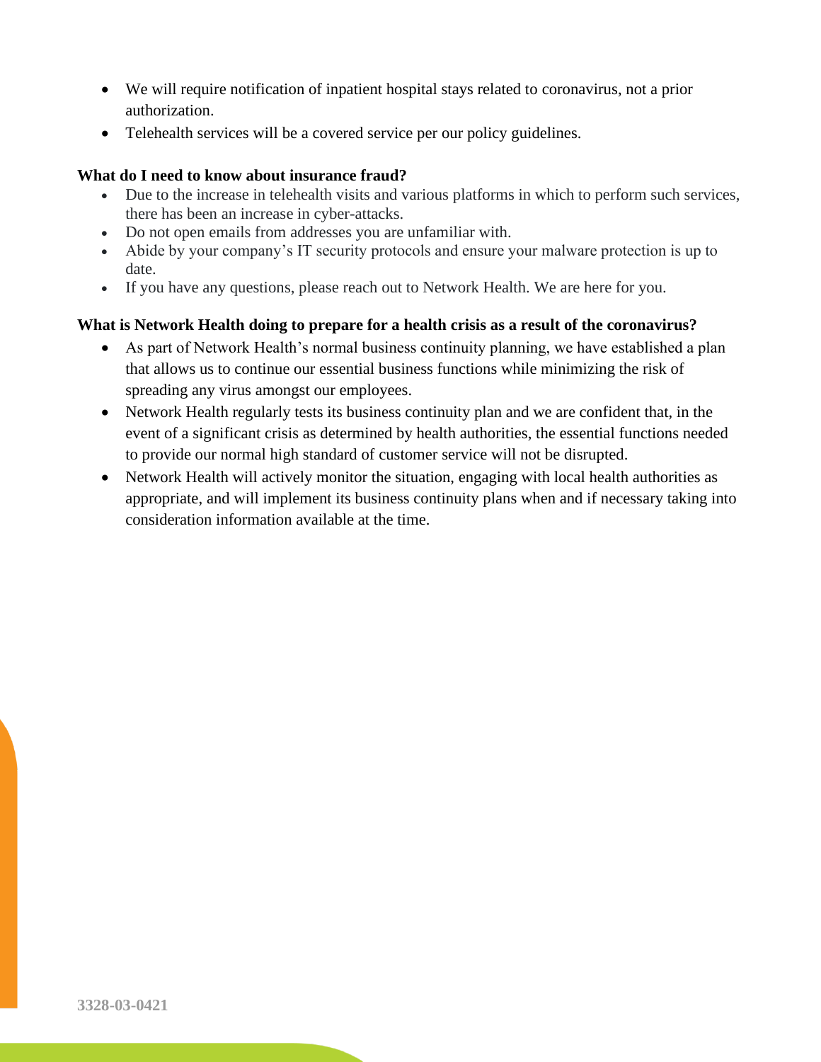- We will require notification of inpatient hospital stays related to coronavirus, not a prior authorization.
- Telehealth services will be a covered service per our policy guidelines.

**What do I need to know about insurance fraud?**

- Due to the increase in telehealth visits and various platforms in which to perform such services, there has been an increase in cyber-attacks.
- Do not open emails from addresses you are unfamiliar with.
- Abide by your company's IT security protocols and ensure your malware protection is up to date.
- If you have any questions, please reach out to Network Health. We are here for you.

**What is Network Health doing to prepare for a health crisis as a result of the coronavirus?**

- As part of Network Health's normal business continuity planning, we have established a plan that allows us to continue our essential business functions while minimizing the risk of spreading any virus amongst our employees.
- Network Health regularly tests its business continuity plan and we are confident that, in the event of a significant crisis as determined by health authorities, the essential functions needed to provide our normal high standard of customer service will not be disrupted.
- Network Health will actively monitor the situation, engaging with local health authorities as appropriate, and will implement its business continuity plans when and if necessary taking into consideration information available at the time.

3328-03-0421